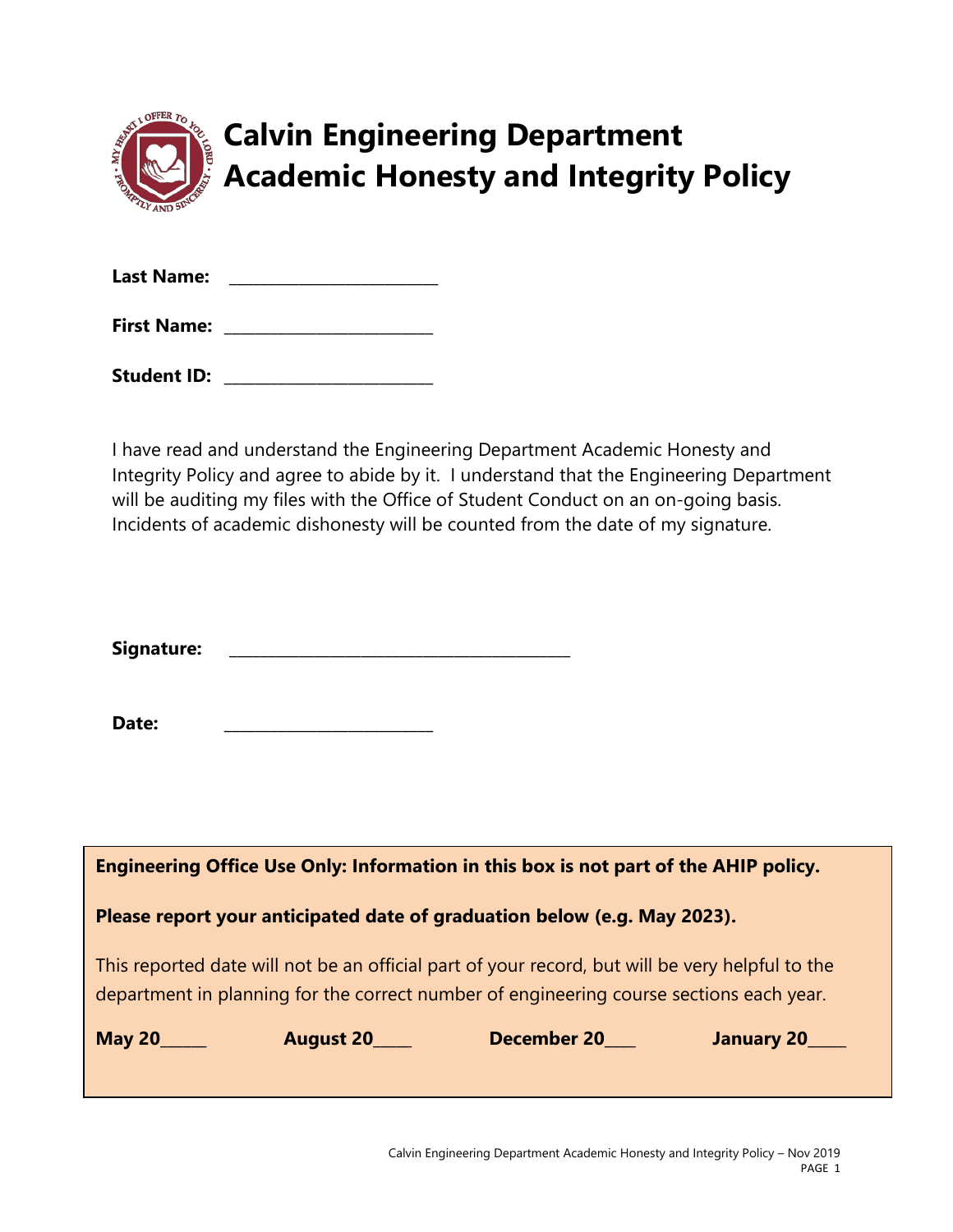# Calvin Engineering Department Academic Honesty and Integrity Policy

**Last Name:** ________________________

**First Name:** ________________________

**Student ID:** ________________________

I have read and understand the Engineering Department Academic Honesty and Integrity Policy and agree to abide by it. I understand that the Engineering Department will be auditing my files with the Office of Student Conduct on an on-going basis. Incidents of academic dishonesty will be counted from the date of my signature.

**Signature:** ________________________________________

**Date:** ________________________

**Engineering Office Use Only: Information in this box is not part of the AHIP policy.**

**Please report your anticipated date of graduation below (e.g. May 2023).**

This reported date will not be an official part of your record, but will be very helpful to the department in planning for the correct number of engineering course sections each year.

**May 20_____** **August 20____** **December 20___** **January 20____**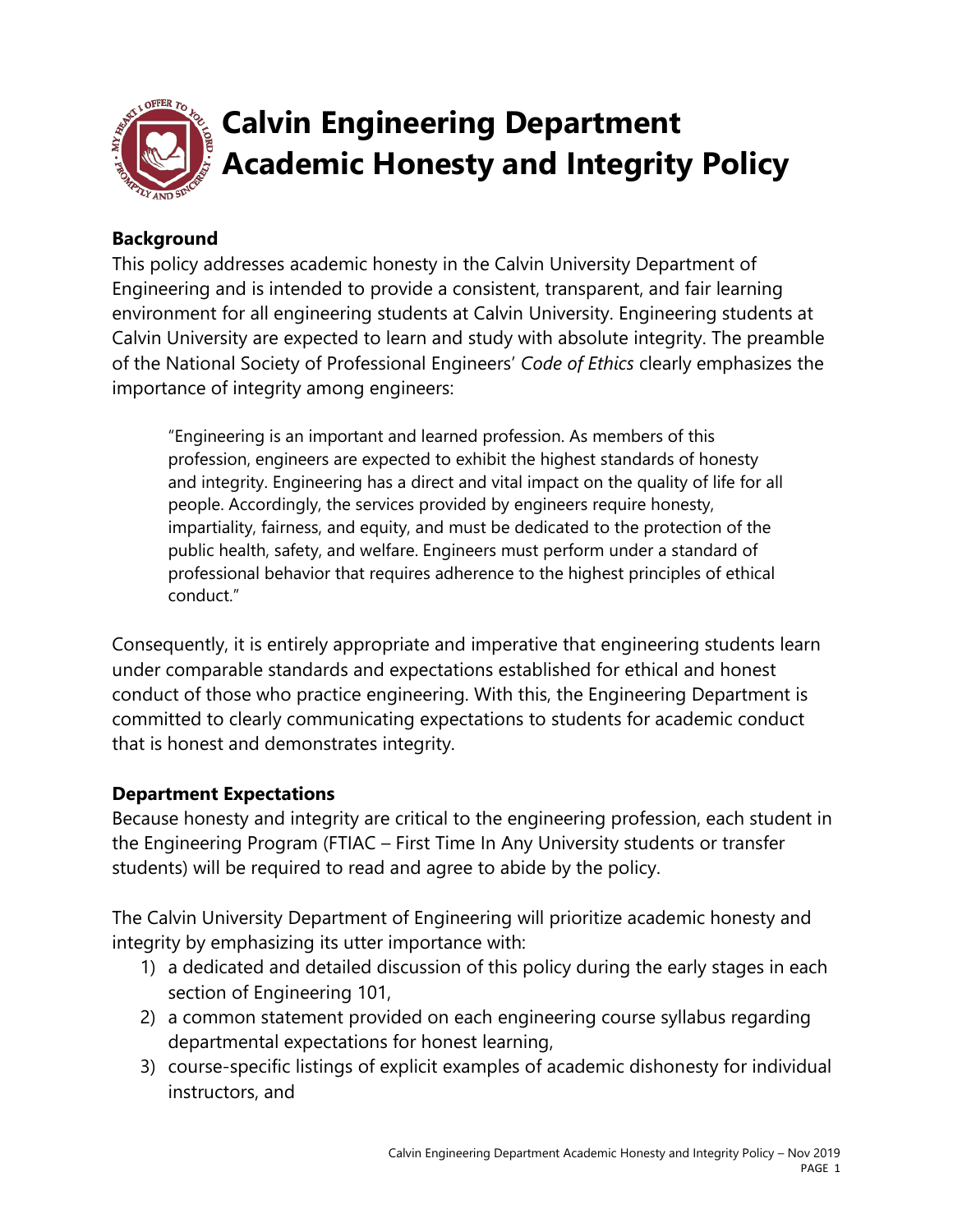# Calvin Engineering Department Academic Honesty and Integrity Policy

## Background

This policy addresses academic honesty in the Calvin University Department of Engineering and is intended to provide a consistent, transparent, and fair learning environment for all engineering students at Calvin University. Engineering students at Calvin University are expected to learn and study with absolute integrity. The preamble of the National Society of Professional Engineers' *Code of Ethics* clearly emphasizes the importance of integrity among engineers:

> "Engineering is an important and learned profession. As members of this profession, engineers are expected to exhibit the highest standards of honesty and integrity. Engineering has a direct and vital impact on the quality of life for all people. Accordingly, the services provided by engineers require honesty, impartiality, fairness, and equity, and must be dedicated to the protection of the public health, safety, and welfare. Engineers must perform under a standard of professional behavior that requires adherence to the highest principles of ethical conduct."

Consequently, it is entirely appropriate and imperative that engineering students learn under comparable standards and expectations established for ethical and honest conduct of those who practice engineering. With this, the Engineering Department is committed to clearly communicating expectations to students for academic conduct that is honest and demonstrates integrity.

## Department Expectations

Because honesty and integrity are critical to the engineering profession, each student in the Engineering Program (FTIAC – First Time In Any University students or transfer students) will be required to read and agree to abide by the policy.

The Calvin University Department of Engineering will prioritize academic honesty and integrity by emphasizing its utter importance with:

1) a dedicated and detailed discussion of this policy during the early stages in each section of Engineering 101,
2) a common statement provided on each engineering course syllabus regarding departmental expectations for honest learning,
3) course-specific listings of explicit examples of academic dishonesty for individual instructors, and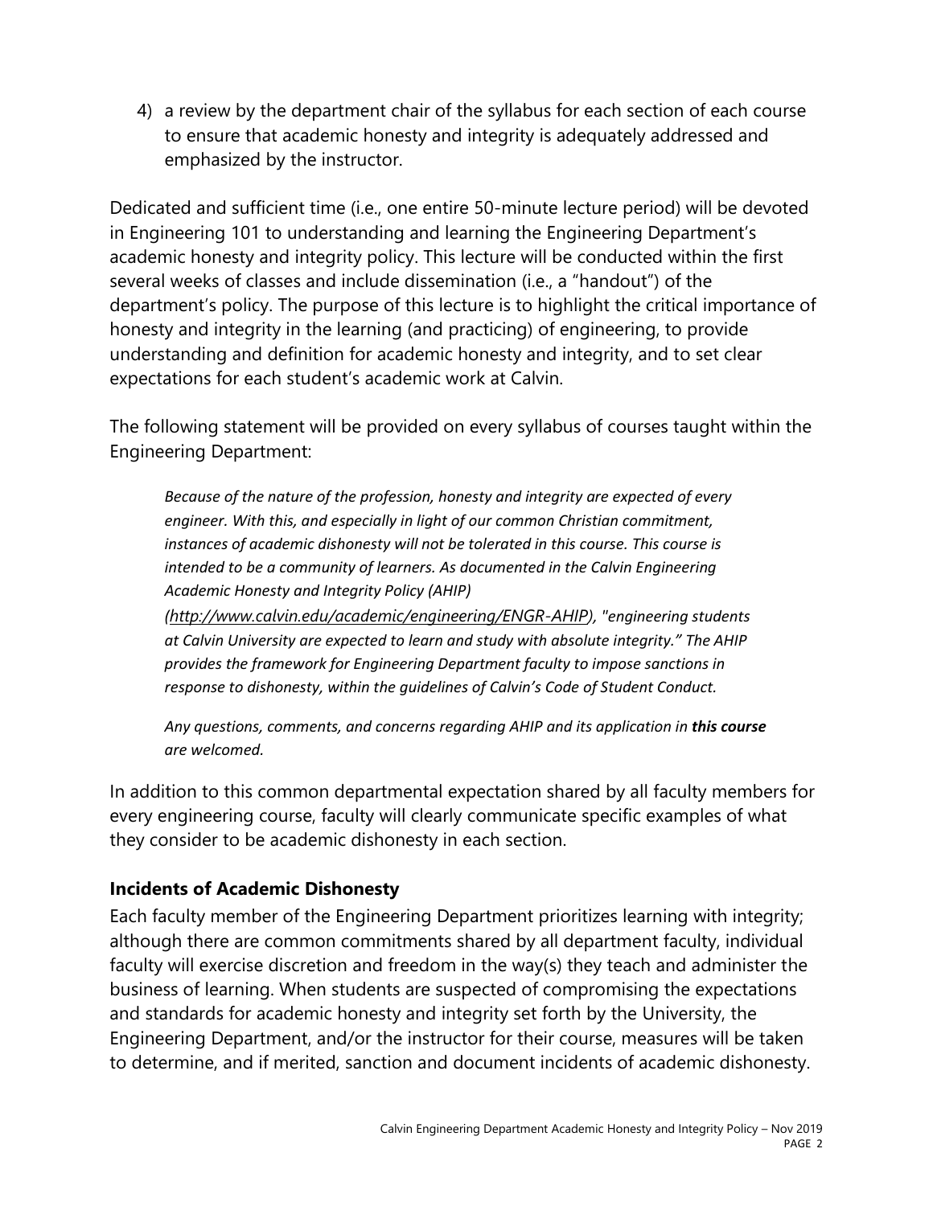4) a review by the department chair of the syllabus for each section of each course to ensure that academic honesty and integrity is adequately addressed and emphasized by the instructor.

Dedicated and sufficient time (i.e., one entire 50-minute lecture period) will be devoted in Engineering 101 to understanding and learning the Engineering Department's academic honesty and integrity policy. This lecture will be conducted within the first several weeks of classes and include dissemination (i.e., a "handout") of the department's policy. The purpose of this lecture is to highlight the critical importance of honesty and integrity in the learning (and practicing) of engineering, to provide understanding and definition for academic honesty and integrity, and to set clear expectations for each student's academic work at Calvin.

The following statement will be provided on every syllabus of courses taught within the Engineering Department:

> *Because of the nature of the profession, honesty and integrity are expected of every engineer. With this, and especially in light of our common Christian commitment, instances of academic dishonesty will not be tolerated in this course. This course is intended to be a community of learners. As documented in the Calvin Engineering Academic Honesty and Integrity Policy (AHIP) (http://www.calvin.edu/academic/engineering/ENGR-AHIP), "engineering students at Calvin University are expected to learn and study with absolute integrity." The AHIP provides the framework for Engineering Department faculty to impose sanctions in response to dishonesty, within the guidelines of Calvin's Code of Student Conduct.*
>
> *Any questions, comments, and concerns regarding AHIP and its application in **this course** are welcomed.*

In addition to this common departmental expectation shared by all faculty members for every engineering course, faculty will clearly communicate specific examples of what they consider to be academic dishonesty in each section.

### Incidents of Academic Dishonesty

Each faculty member of the Engineering Department prioritizes learning with integrity; although there are common commitments shared by all department faculty, individual faculty will exercise discretion and freedom in the way(s) they teach and administer the business of learning. When students are suspected of compromising the expectations and standards for academic honesty and integrity set forth by the University, the Engineering Department, and/or the instructor for their course, measures will be taken to determine, and if merited, sanction and document incidents of academic dishonesty.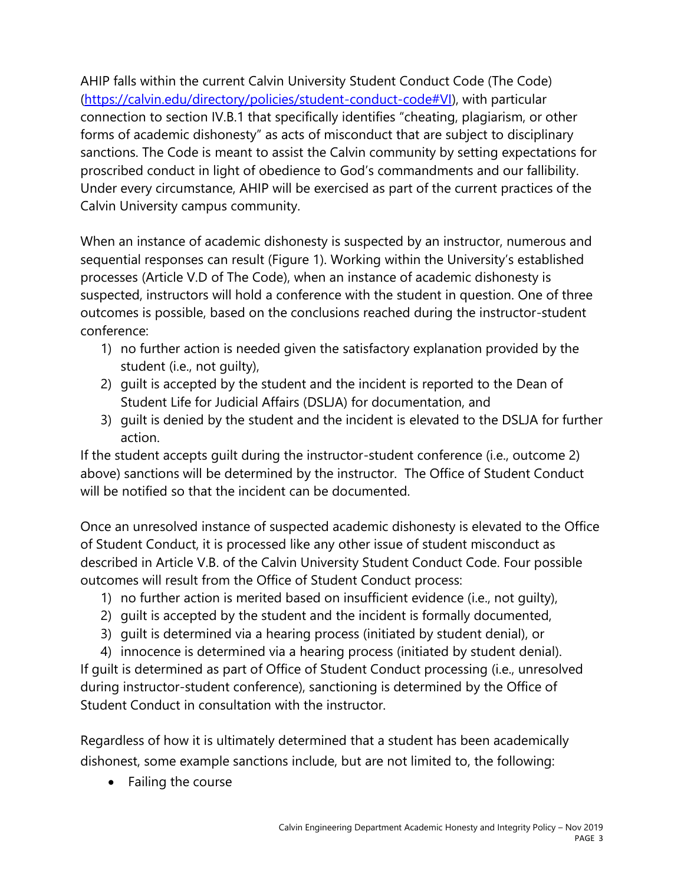AHIP falls within the current Calvin University Student Conduct Code (The Code) ([https://calvin.edu/directory/policies/student-conduct-code#VI](https://calvin.edu/directory/policies/student-conduct-code#VI)), with particular connection to section IV.B.1 that specifically identifies "cheating, plagiarism, or other forms of academic dishonesty" as acts of misconduct that are subject to disciplinary sanctions. The Code is meant to assist the Calvin community by setting expectations for proscribed conduct in light of obedience to God's commandments and our fallibility. Under every circumstance, AHIP will be exercised as part of the current practices of the Calvin University campus community.

When an instance of academic dishonesty is suspected by an instructor, numerous and sequential responses can result (Figure 1). Working within the University's established processes (Article V.D of The Code), when an instance of academic dishonesty is suspected, instructors will hold a conference with the student in question. One of three outcomes is possible, based on the conclusions reached during the instructor-student conference:

1) no further action is needed given the satisfactory explanation provided by the student (i.e., not guilty),
2) guilt is accepted by the student and the incident is reported to the Dean of Student Life for Judicial Affairs (DSLJA) for documentation, and
3) guilt is denied by the student and the incident is elevated to the DSLJA for further action.

If the student accepts guilt during the instructor-student conference (i.e., outcome 2) above) sanctions will be determined by the instructor. The Office of Student Conduct will be notified so that the incident can be documented.

Once an unresolved instance of suspected academic dishonesty is elevated to the Office of Student Conduct, it is processed like any other issue of student misconduct as described in Article V.B. of the Calvin University Student Conduct Code. Four possible outcomes will result from the Office of Student Conduct process:

1) no further action is merited based on insufficient evidence (i.e., not guilty),
2) guilt is accepted by the student and the incident is formally documented,
3) guilt is determined via a hearing process (initiated by student denial), or
4) innocence is determined via a hearing process (initiated by student denial).

If guilt is determined as part of Office of Student Conduct processing (i.e., unresolved during instructor-student conference), sanctioning is determined by the Office of Student Conduct in consultation with the instructor.

Regardless of how it is ultimately determined that a student has been academically dishonest, some example sanctions include, but are not limited to, the following:

- Failing the course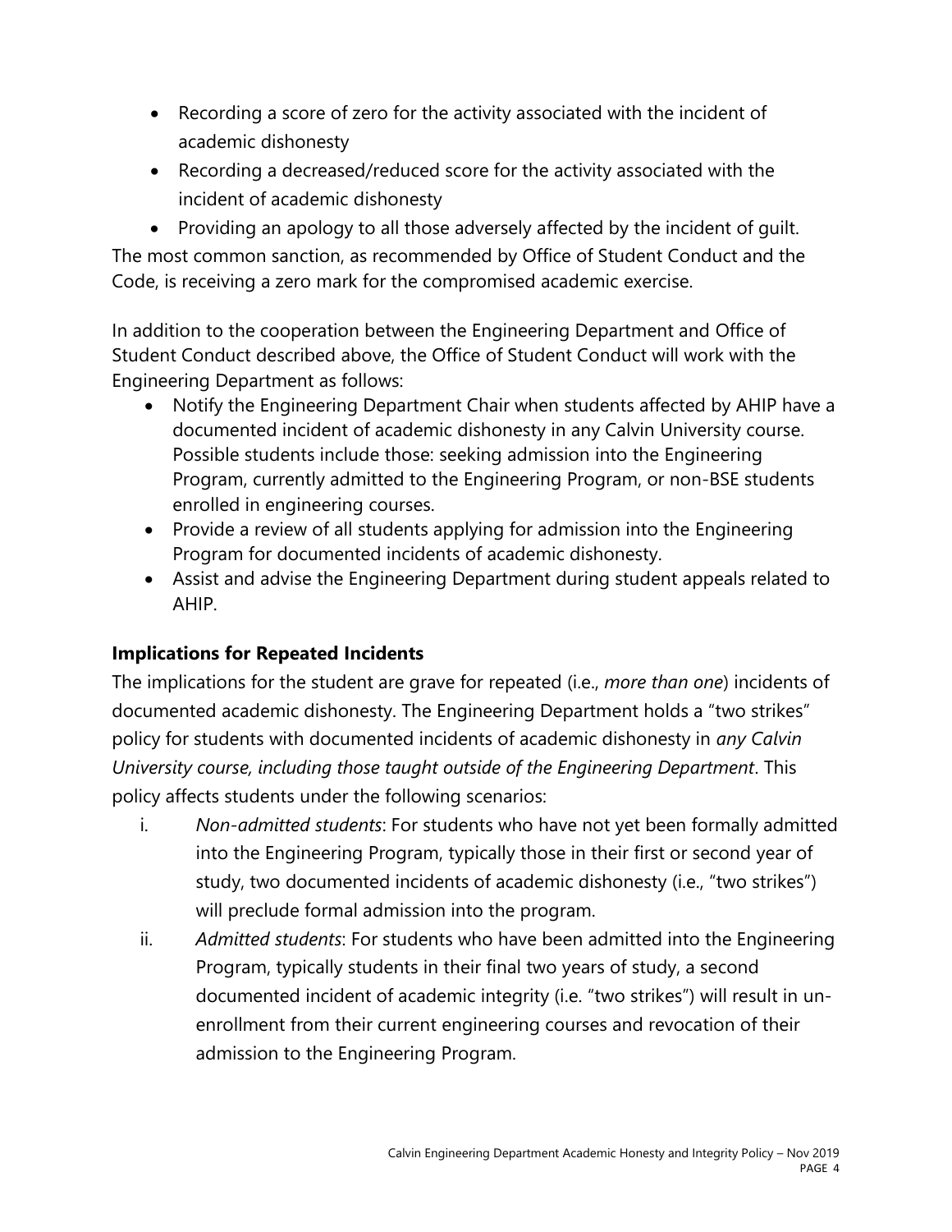- Recording a score of zero for the activity associated with the incident of academic dishonesty
- Recording a decreased/reduced score for the activity associated with the incident of academic dishonesty
- Providing an apology to all those adversely affected by the incident of guilt.

The most common sanction, as recommended by Office of Student Conduct and the Code, is receiving a zero mark for the compromised academic exercise.

In addition to the cooperation between the Engineering Department and Office of Student Conduct described above, the Office of Student Conduct will work with the Engineering Department as follows:

- Notify the Engineering Department Chair when students affected by AHIP have a documented incident of academic dishonesty in any Calvin University course. Possible students include those: seeking admission into the Engineering Program, currently admitted to the Engineering Program, or non-BSE students enrolled in engineering courses.
- Provide a review of all students applying for admission into the Engineering Program for documented incidents of academic dishonesty.
- Assist and advise the Engineering Department during student appeals related to AHIP.

### Implications for Repeated Incidents

The implications for the student are grave for repeated (i.e., *more than one*) incidents of documented academic dishonesty. The Engineering Department holds a "two strikes" policy for students with documented incidents of academic dishonesty in *any Calvin University course, including those taught outside of the Engineering Department*. This policy affects students under the following scenarios:

i. *Non-admitted students*: For students who have not yet been formally admitted into the Engineering Program, typically those in their first or second year of study, two documented incidents of academic dishonesty (i.e., "two strikes") will preclude formal admission into the program.

ii. *Admitted students*: For students who have been admitted into the Engineering Program, typically students in their final two years of study, a second documented incident of academic integrity (i.e. "two strikes") will result in un-enrollment from their current engineering courses and revocation of their admission to the Engineering Program.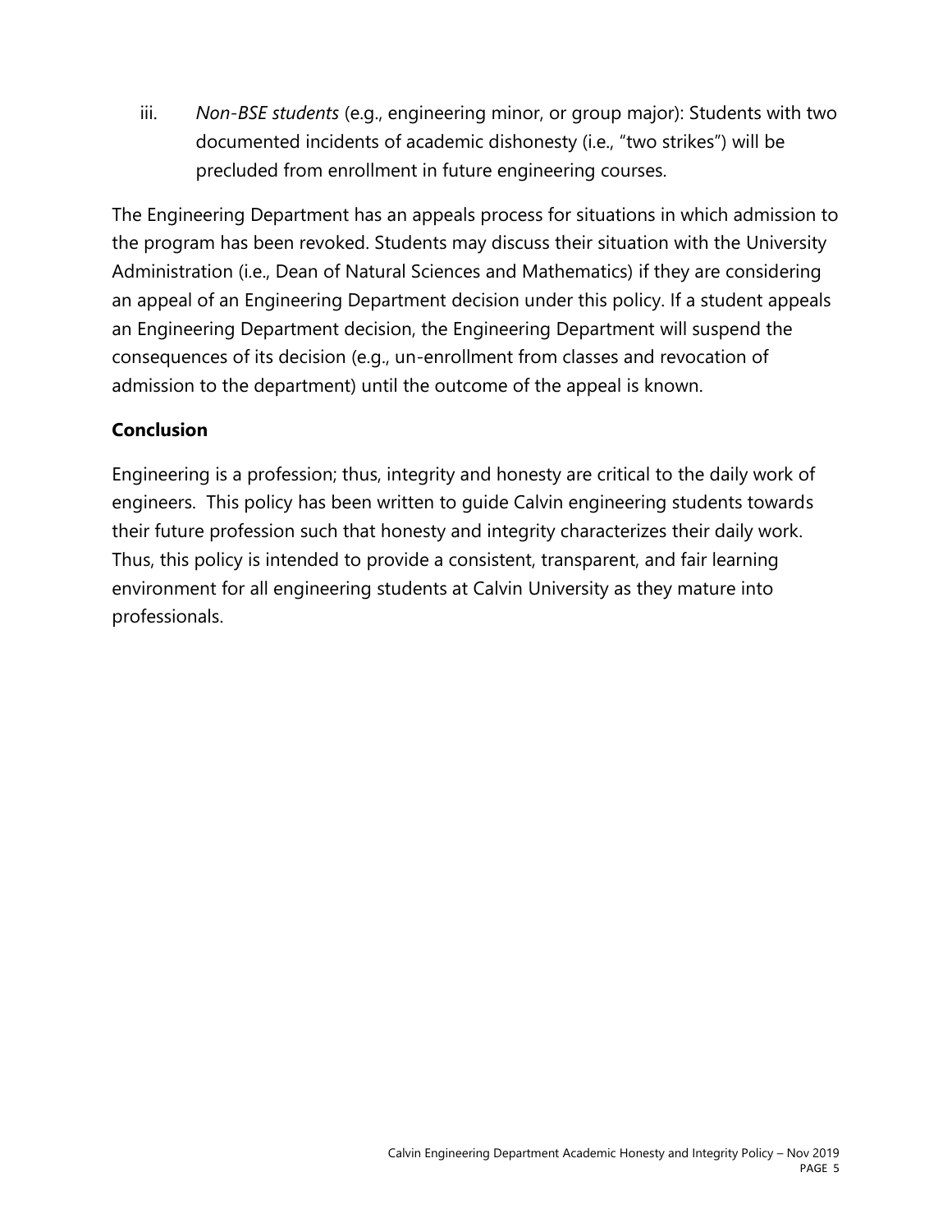iii. *Non-BSE students* (e.g., engineering minor, or group major): Students with two documented incidents of academic dishonesty (i.e., "two strikes") will be precluded from enrollment in future engineering courses.

The Engineering Department has an appeals process for situations in which admission to the program has been revoked. Students may discuss their situation with the University Administration (i.e., Dean of Natural Sciences and Mathematics) if they are considering an appeal of an Engineering Department decision under this policy. If a student appeals an Engineering Department decision, the Engineering Department will suspend the consequences of its decision (e.g., un-enrollment from classes and revocation of admission to the department) until the outcome of the appeal is known.

## Conclusion

Engineering is a profession; thus, integrity and honesty are critical to the daily work of engineers. This policy has been written to guide Calvin engineering students towards their future profession such that honesty and integrity characterizes their daily work. Thus, this policy is intended to provide a consistent, transparent, and fair learning environment for all engineering students at Calvin University as they mature into professionals.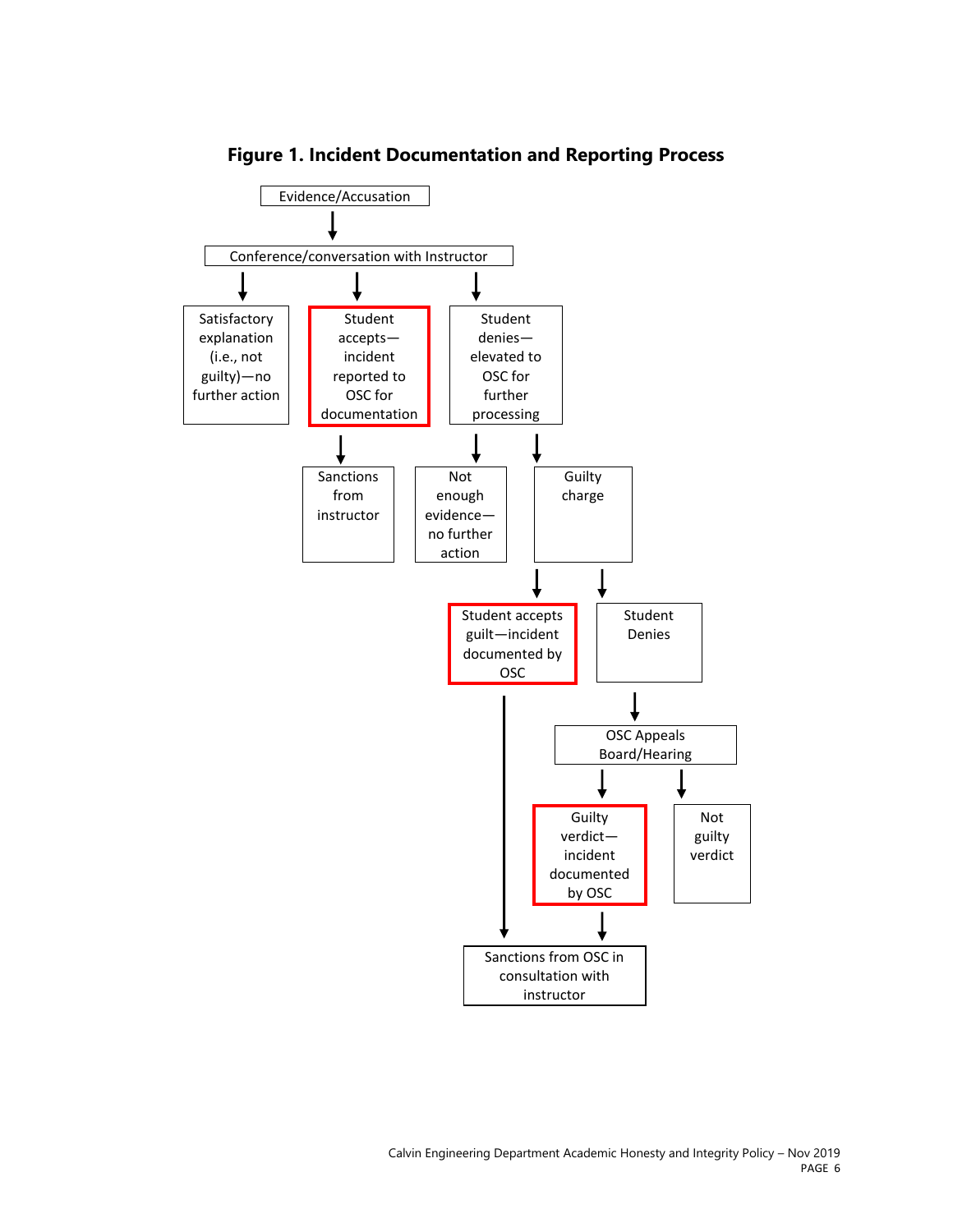**Figure 1. Incident Documentation and Reporting Process**

Evidence/Accusation

Conference/conversation with Instructor

Satisfactory explanation (i.e., not guilty)—no further action

Student accepts—incident reported to OSC for documentation

Student denies—elevated to OSC for further processing

Sanctions from instructor

Not enough evidence—no further action

Guilty charge

Student accepts guilt—incident documented by OSC

Student Denies

OSC Appeals Board/Hearing

Guilty verdict—incident documented by OSC

Not guilty verdict

Sanctions from OSC in consultation with instructor